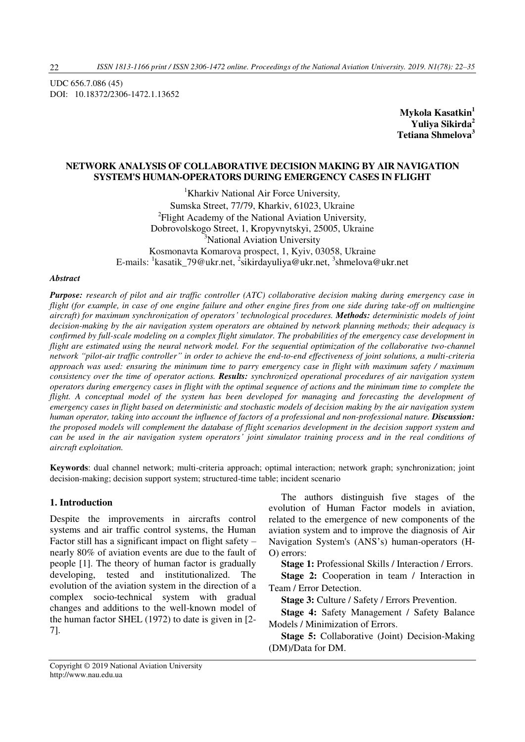UDC 656.7.086 (45)
DOI: 10.18372/2306-1472.1.13652

**Mykola Kasatkin[1]**
**Yuliya Sikirda[2]**
**Tetiana Shmelova[3]**

# NETWORK ANALYSIS OF COLLABORATIVE DECISION MAKING BY AIR NAVIGATION SYSTEM'S HUMAN-OPERATORS DURING EMERGENCY CASES IN FLIGHT

[1]Kharkiv National Air Force University,
Sumska Street, 77/79, Kharkiv, 61023, Ukraine
[2]Flight Academy of the National Aviation University,
Dobrovolskogo Street, 1, Kropyvnytskyi, 25005, Ukraine
[3]National Aviation University
Kosmonavta Komarova prospect, 1, Kyiv, 03058, Ukraine
E-mails: [1]kasatik_79@ukr.net, [2]sikirdayuliya@ukr.net, [3]shmelova@ukr.net

***Abstract***

***Purpose:*** *research of pilot and air traffic controller (ATC) collaborative decision making during emergency case in flight (for example, in case of one engine failure and other engine fires from one side during take-off on multiengine aircraft) for maximum synchronization of operators' technological procedures.* ***Methods:*** *deterministic models of joint decision-making by the air navigation system operators are obtained by network planning methods; their adequacy is confirmed by full-scale modeling on a complex flight simulator. The probabilities of the emergency case development in flight are estimated using the neural network model. For the sequential optimization of the collaborative two-channel network "pilot-air traffic controller" in order to achieve the end-to-end effectiveness of joint solutions, a multi-criteria approach was used: ensuring the minimum time to parry emergency case in flight with maximum safety / maximum consistency over the time of operator actions.* ***Results:*** *synchronized operational procedures of air navigation system operators during emergency cases in flight with the optimal sequence of actions and the minimum time to complete the flight. A conceptual model of the system has been developed for managing and forecasting the development of emergency cases in flight based on deterministic and stochastic models of decision making by the air navigation system human operator, taking into account the influence of factors of a professional and non-professional nature.* ***Discussion:*** *the proposed models will complement the database of flight scenarios development in the decision support system and can be used in the air navigation system operators' joint simulator training process and in the real conditions of aircraft exploitation.*

**Keywords**: dual channel network; multi-criteria approach; optimal interaction; network graph; synchronization; joint decision-making; decision support system; structured-time table; incident scenario

## 1. Introduction

Despite the improvements in aircrafts control systems and air traffic control systems, the Human Factor still has a significant impact on flight safety – nearly 80% of aviation events are due to the fault of people [1]. The theory of human factor is gradually developing, tested and institutionalized. The evolution of the aviation system in the direction of a complex socio-technical system with gradual changes and additions to the well-known model of the human factor SHEL (1972) to date is given in [2-7].

The authors distinguish five stages of the evolution of Human Factor models in aviation, related to the emergence of new components of the aviation system and to improve the diagnosis of Air Navigation System's (ANS's) human-operators (H-O) errors:

**Stage 1:** Professional Skills / Interaction / Errors.

**Stage 2:** Cooperation in team / Interaction in Team / Error Detection.

**Stage 3:** Culture / Safety / Errors Prevention.

**Stage 4:** Safety Management / Safety Balance Models / Minimization of Errors.

**Stage 5:** Collaborative (Joint) Decision-Making (DM)/Data for DM.

Copyright © 2019 National Aviation University
http://www.nau.edu.ua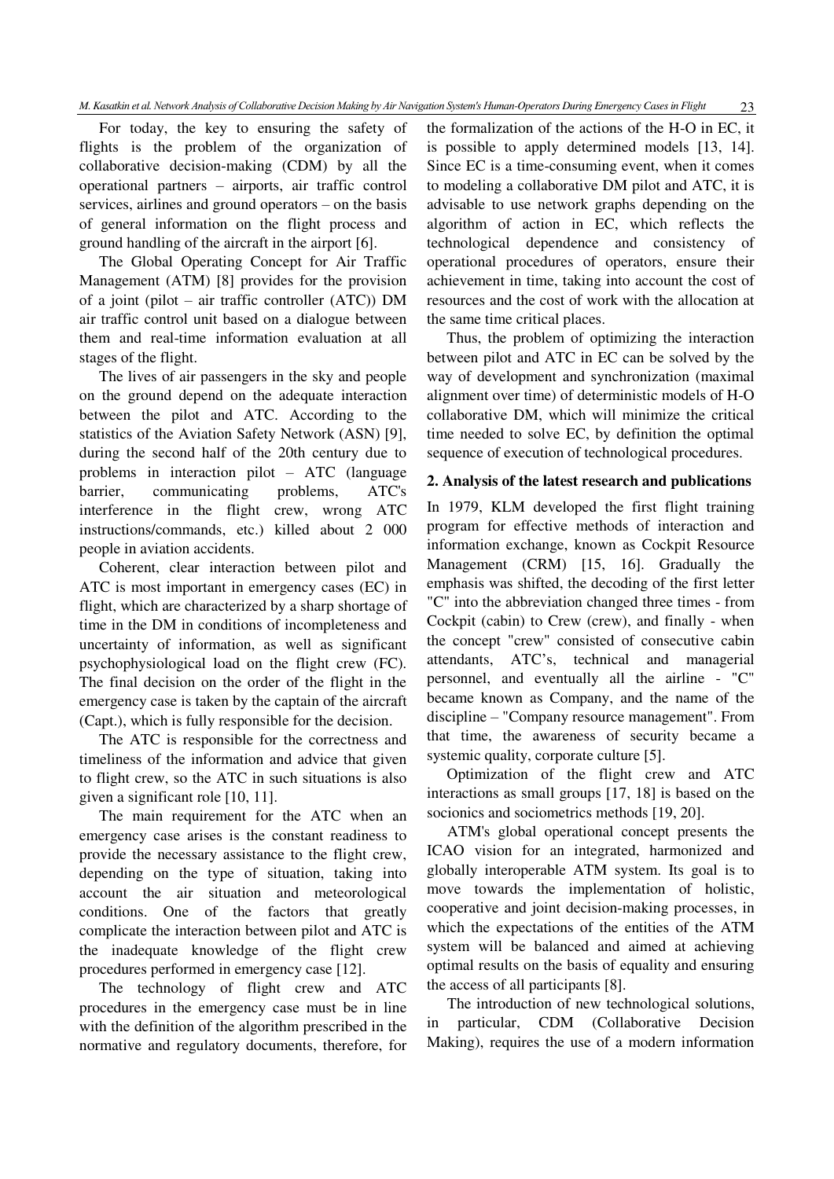For today, the key to ensuring the safety of flights is the problem of the organization of collaborative decision-making (CDM) by all the operational partners – airports, air traffic control services, airlines and ground operators – on the basis of general information on the flight process and ground handling of the aircraft in the airport [6].

The Global Operating Concept for Air Traffic Management (ATM) [8] provides for the provision of a joint (pilot – air traffic controller (ATC)) DM air traffic control unit based on a dialogue between them and real-time information evaluation at all stages of the flight.

The lives of air passengers in the sky and people on the ground depend on the adequate interaction between the pilot and ATC. According to the statistics of the Aviation Safety Network (ASN) [9], during the second half of the 20th century due to problems in interaction pilot – ATC (language barrier, communicating problems, ATC's interference in the flight crew, wrong ATC instructions/commands, etc.) killed about 2 000 people in aviation accidents.

Coherent, clear interaction between pilot and ATC is most important in emergency cases (EC) in flight, which are characterized by a sharp shortage of time in the DM in conditions of incompleteness and uncertainty of information, as well as significant psychophysiological load on the flight crew (FC). The final decision on the order of the flight in the emergency case is taken by the captain of the aircraft (Capt.), which is fully responsible for the decision.

The ATC is responsible for the correctness and timeliness of the information and advice that given to flight crew, so the ATC in such situations is also given a significant role [10, 11].

The main requirement for the ATC when an emergency case arises is the constant readiness to provide the necessary assistance to the flight crew, depending on the type of situation, taking into account the air situation and meteorological conditions. One of the factors that greatly complicate the interaction between pilot and ATC is the inadequate knowledge of the flight crew procedures performed in emergency case [12].

The technology of flight crew and ATC procedures in the emergency case must be in line with the definition of the algorithm prescribed in the normative and regulatory documents, therefore, for the formalization of the actions of the H-O in EC, it is possible to apply determined models [13, 14]. Since EC is a time-consuming event, when it comes to modeling a collaborative DM pilot and ATC, it is advisable to use network graphs depending on the algorithm of action in EC, which reflects the technological dependence and consistency of operational procedures of operators, ensure their achievement in time, taking into account the cost of resources and the cost of work with the allocation at the same time critical places.

Thus, the problem of optimizing the interaction between pilot and ATC in EC can be solved by the way of development and synchronization (maximal alignment over time) of deterministic models of H-O collaborative DM, which will minimize the critical time needed to solve EC, by definition the optimal sequence of execution of technological procedures.

## 2. Analysis of the latest research and publications

In 1979, KLM developed the first flight training program for effective methods of interaction and information exchange, known as Cockpit Resource Management (CRM) [15, 16]. Gradually the emphasis was shifted, the decoding of the first letter "C" into the abbreviation changed three times - from Cockpit (cabin) to Crew (crew), and finally - when the concept "crew" consisted of consecutive cabin attendants, ATC's, technical and managerial personnel, and eventually all the airline - "C" became known as Company, and the name of the discipline – "Company resource management". From that time, the awareness of security became a systemic quality, corporate culture [5].

Optimization of the flight crew and ATC interactions as small groups [17, 18] is based on the socionics and sociometrics methods [19, 20].

ATM's global operational concept presents the ICAO vision for an integrated, harmonized and globally interoperable ATM system. Its goal is to move towards the implementation of holistic, cooperative and joint decision-making processes, in which the expectations of the entities of the ATM system will be balanced and aimed at achieving optimal results on the basis of equality and ensuring the access of all participants [8].

The introduction of new technological solutions, in particular, CDM (Collaborative Decision Making), requires the use of a modern information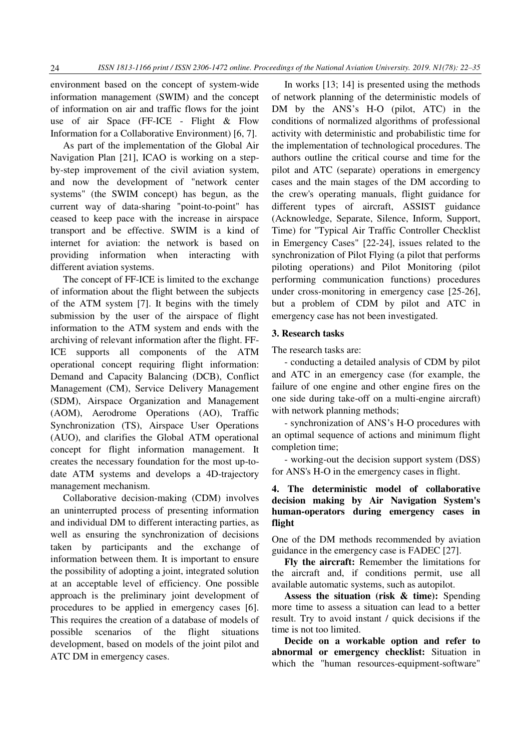environment based on the concept of system-wide information management (SWIM) and the concept of information on air and traffic flows for the joint use of air Space (FF-ICE - Flight & Flow Information for a Collaborative Environment) [6, 7].

As part of the implementation of the Global Air Navigation Plan [21], ICAO is working on a step-by-step improvement of the civil aviation system, and now the development of "network center systems" (the SWIM concept) has begun, as the current way of data-sharing "point-to-point" has ceased to keep pace with the increase in airspace transport and be effective. SWIM is a kind of internet for aviation: the network is based on providing information when interacting with different aviation systems.

The concept of FF-ICE is limited to the exchange of information about the flight between the subjects of the ATM system [7]. It begins with the timely submission by the user of the airspace of flight information to the ATM system and ends with the archiving of relevant information after the flight. FF-ICE supports all components of the ATM operational concept requiring flight information: Demand and Capacity Balancing (DCB), Conflict Management (CM), Service Delivery Management (SDM), Airspace Organization and Management (AOM), Aerodrome Operations (AO), Traffic Synchronization (TS), Airspace User Operations (AUO), and clarifies the Global ATM operational concept for flight information management. It creates the necessary foundation for the most up-to-date ATM systems and develops a 4D-trajectory management mechanism.

Collaborative decision-making (CDM) involves an uninterrupted process of presenting information and individual DM to different interacting parties, as well as ensuring the synchronization of decisions taken by participants and the exchange of information between them. It is important to ensure the possibility of adopting a joint, integrated solution at an acceptable level of efficiency. One possible approach is the preliminary joint development of procedures to be applied in emergency cases [6]. This requires the creation of a database of models of possible scenarios of the flight situations development, based on models of the joint pilot and ATC DM in emergency cases.

In works [13; 14] is presented using the methods of network planning of the deterministic models of DM by the ANS's H-O (pilot, ATC) in the conditions of normalized algorithms of professional activity with deterministic and probabilistic time for the implementation of technological procedures. The authors outline the critical course and time for the pilot and ATC (separate) operations in emergency cases and the main stages of the DM according to the crew's operating manuals, flight guidance for different types of aircraft, ASSIST guidance (Acknowledge, Separate, Silence, Inform, Support, Time) for "Typical Air Traffic Controller Checklist in Emergency Cases" [22-24], issues related to the synchronization of Pilot Flying (a pilot that performs piloting operations) and Pilot Monitoring (pilot performing communication functions) procedures under cross-monitoring in emergency case [25-26], but a problem of CDM by pilot and ATC in emergency case has not been investigated.

## 3. Research tasks

The research tasks are:

- conducting a detailed analysis of CDM by pilot and ATC in an emergency case (for example, the failure of one engine and other engine fires on the one side during take-off on a multi-engine aircraft) with network planning methods;
- synchronization of ANS's H-O procedures with an optimal sequence of actions and minimum flight completion time;
- working-out the decision support system (DSS) for ANS's H-O in the emergency cases in flight.

## 4. The deterministic model of collaborative decision making by Air Navigation System's human-operators during emergency cases in flight

One of the DM methods recommended by aviation guidance in the emergency case is FADEC [27].

**Fly the aircraft:** Remember the limitations for the aircraft and, if conditions permit, use all available automatic systems, such as autopilot.

**Assess the situation (risk & time):** Spending more time to assess a situation can lead to a better result. Try to avoid instant / quick decisions if the time is not too limited.

**Decide on a workable option and refer to abnormal or emergency checklist:** Situation in which the "human resources-equipment-software"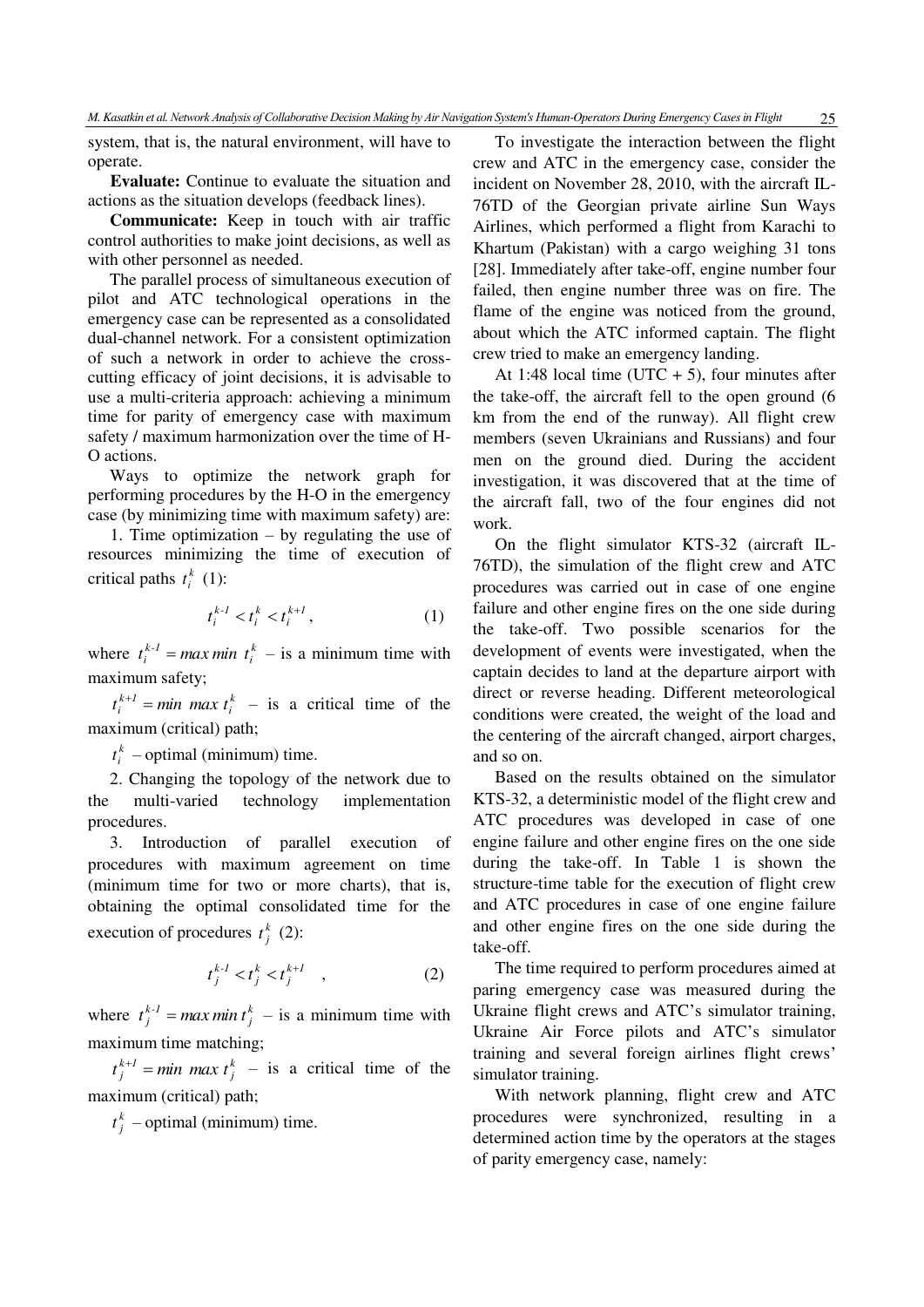system, that is, the natural environment, will have to operate.

**Evaluate:** Continue to evaluate the situation and actions as the situation develops (feedback lines).

**Communicate:** Keep in touch with air traffic control authorities to make joint decisions, as well as with other personnel as needed.

The parallel process of simultaneous execution of pilot and ATC technological operations in the emergency case can be represented as a consolidated dual-channel network. For a consistent optimization of such a network in order to achieve the cross-cutting efficacy of joint decisions, it is advisable to use a multi-criteria approach: achieving a minimum time for parity of emergency case with maximum safety / maximum harmonization over the time of H-O actions.

Ways to optimize the network graph for performing procedures by the H-O in the emergency case (by minimizing time with maximum safety) are:

1. Time optimization – by regulating the use of resources minimizing the time of execution of critical paths $t_i^k$ (1):

$$t_i^{k-1} < t_i^k < t_i^{k+1}, \tag{1}$$

where $t_i^{k-1} = max\,min\; t_i^k$ – is a minimum time with maximum safety;

$t_i^{k+1} = min\;\; max\, t_i^k$ – is a critical time of the maximum (critical) path;

$t_i^k$ – optimal (minimum) time.

2. Changing the topology of the network due to the multi-varied technology implementation procedures.

3. Introduction of parallel execution of procedures with maximum agreement on time (minimum time for two or more charts), that is, obtaining the optimal consolidated time for the execution of procedures $t_j^k$ (2):

$$t_j^{k-1} < t_j^k < t_j^{k+1} \quad , \tag{2}$$

where $t_j^{k-1} = max\,min\, t_j^k$ – is a minimum time with maximum time matching;

$t_j^{k+1} = min\;\; max\, t_j^k$ – is a critical time of the maximum (critical) path;

$t_j^k$ – optimal (minimum) time.

To investigate the interaction between the flight crew and ATC in the emergency case, consider the incident on November 28, 2010, with the aircraft IL-76TD of the Georgian private airline Sun Ways Airlines, which performed a flight from Karachi to Khartum (Pakistan) with a cargo weighing 31 tons [28]. Immediately after take-off, engine number four failed, then engine number three was on fire. The flame of the engine was noticed from the ground, about which the ATC informed captain. The flight crew tried to make an emergency landing.

At 1:48 local time (UTC + 5), four minutes after the take-off, the aircraft fell to the open ground (6 km from the end of the runway). All flight crew members (seven Ukrainians and Russians) and four men on the ground died. During the accident investigation, it was discovered that at the time of the aircraft fall, two of the four engines did not work.

On the flight simulator KTS-32 (aircraft IL-76TD), the simulation of the flight crew and ATC procedures was carried out in case of one engine failure and other engine fires on the one side during the take-off. Two possible scenarios for the development of events were investigated, when the captain decides to land at the departure airport with direct or reverse heading. Different meteorological conditions were created, the weight of the load and the centering of the aircraft changed, airport charges, and so on.

Based on the results obtained on the simulator KTS-32, a deterministic model of the flight crew and ATC procedures was developed in case of one engine failure and other engine fires on the one side during the take-off. In Table 1 is shown the structure-time table for the execution of flight crew and ATC procedures in case of one engine failure and other engine fires on the one side during the take-off.

The time required to perform procedures aimed at paring emergency case was measured during the Ukraine flight crews and ATC's simulator training, Ukraine Air Force pilots and ATC's simulator training and several foreign airlines flight crews' simulator training.

With network planning, flight crew and ATC procedures were synchronized, resulting in a determined action time by the operators at the stages of parity emergency case, namely: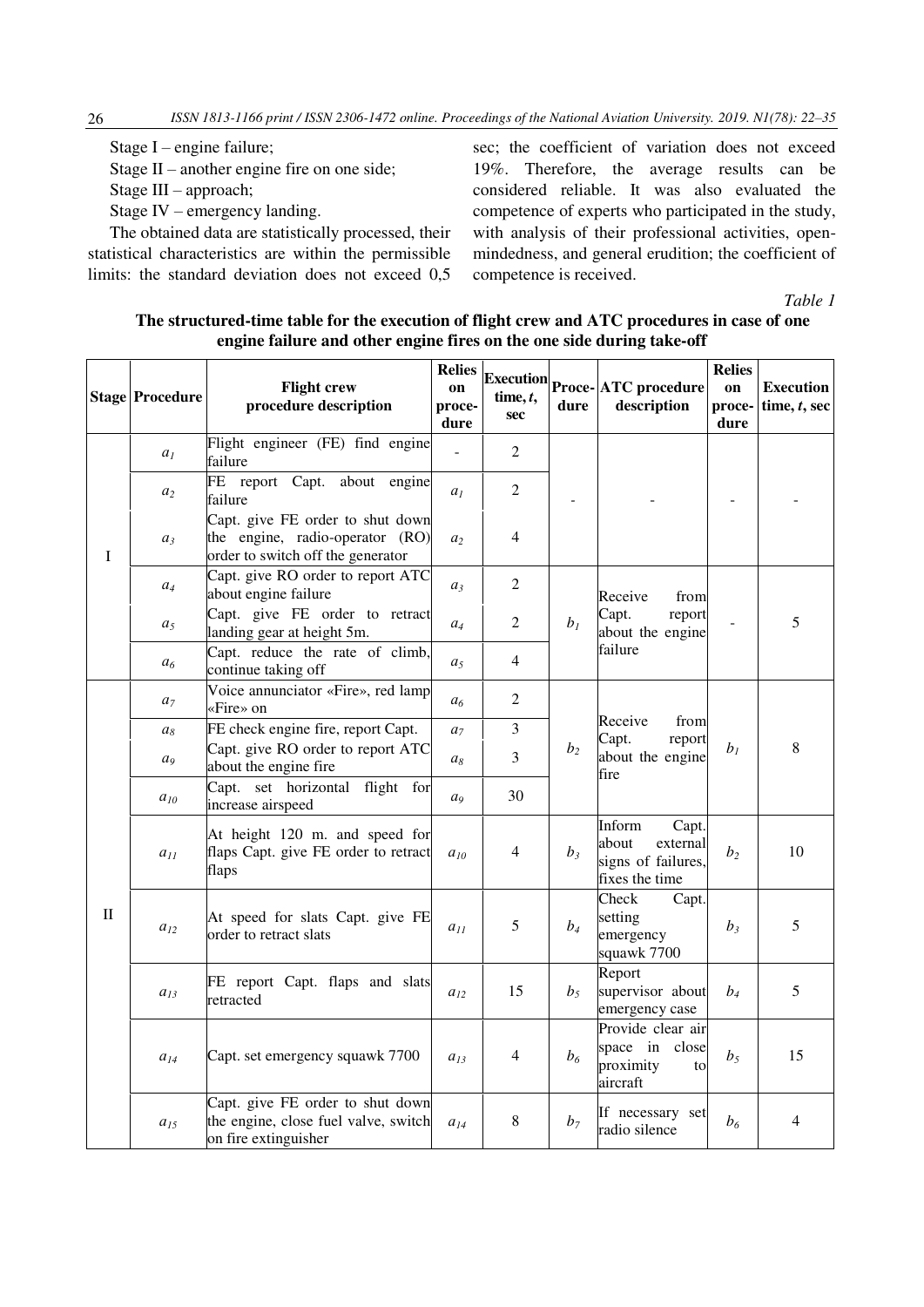Stage I – engine failure;

Stage II – another engine fire on one side;

Stage III – approach;

Stage IV – emergency landing.

The obtained data are statistically processed, their statistical characteristics are within the permissible limits: the standard deviation does not exceed 0,5 sec; the coefficient of variation does not exceed 19%. Therefore, the average results can be considered reliable. It was also evaluated the competence of experts who participated in the study, with analysis of their professional activities, open-mindedness, and general erudition; the coefficient of competence is received.

*Table 1*

**The structured-time table for the execution of flight crew and ATC procedures in case of one engine failure and other engine fires on the one side during take-off**

| Stage | Procedure | Flight crew procedure description | Relies on procedure | Execution time, $t$, sec | Procedure | ATC procedure description | Relies on procedure | Execution time, $t$, sec |
|---|---|---|---|---|---|---|---|---|
| I | $a_1$ | Flight engineer (FE) find engine failure | - | 2 | - | - | - | - |
| | $a_2$ | FE report Capt. about engine failure | $a_1$ | 2 | | | | |
| | $a_3$ | Capt. give FE order to shut down the engine, radio-operator (RO) order to switch off the generator | $a_2$ | 4 | | | | |
| | $a_4$ | Capt. give RO order to report ATC about engine failure | $a_3$ | 2 | $b_1$ | Receive from Capt. report about the engine failure | - | 5 |
| | $a_5$ | Capt. give FE order to retract landing gear at height 5m. | $a_4$ | 2 | | | | |
| | $a_6$ | Capt. reduce the rate of climb, continue taking off | $a_5$ | 4 | | | | |
| II | $a_7$ | Voice annunciator «Fire», red lamp «Fire» on | $a_6$ | 2 | $b_2$ | Receive from Capt. report about the engine fire | $b_1$ | 8 |
| | $a_8$ | FE check engine fire, report Capt. | $a_7$ | 3 | | | | |
| | $a_9$ | Capt. give RO order to report ATC about the engine fire | $a_8$ | 3 | | | | |
| | $a_{10}$ | Capt. set horizontal flight for increase airspeed | $a_9$ | 30 | | | | |
| | $a_{11}$ | At height 120 m. and speed for flaps Capt. give FE order to retract flaps | $a_{10}$ | 4 | $b_3$ | Inform Capt. about external signs of failures, fixes the time | $b_2$ | 10 |
| | $a_{12}$ | At speed for slats Capt. give FE order to retract slats | $a_{11}$ | 5 | $b_4$ | Check Capt. setting emergency squawk 7700 | $b_3$ | 5 |
| | $a_{13}$ | FE report Capt. flaps and slats retracted | $a_{12}$ | 15 | $b_5$ | Report supervisor about emergency case | $b_4$ | 5 |
| | $a_{14}$ | Capt. set emergency squawk 7700 | $a_{13}$ | 4 | $b_6$ | Provide clear air space in close proximity to aircraft | $b_5$ | 15 |
| | $a_{15}$ | Capt. give FE order to shut down the engine, close fuel valve, switch on fire extinguisher | $a_{14}$ | 8 | $b_7$ | If necessary set radio silence | $b_6$ | 4 |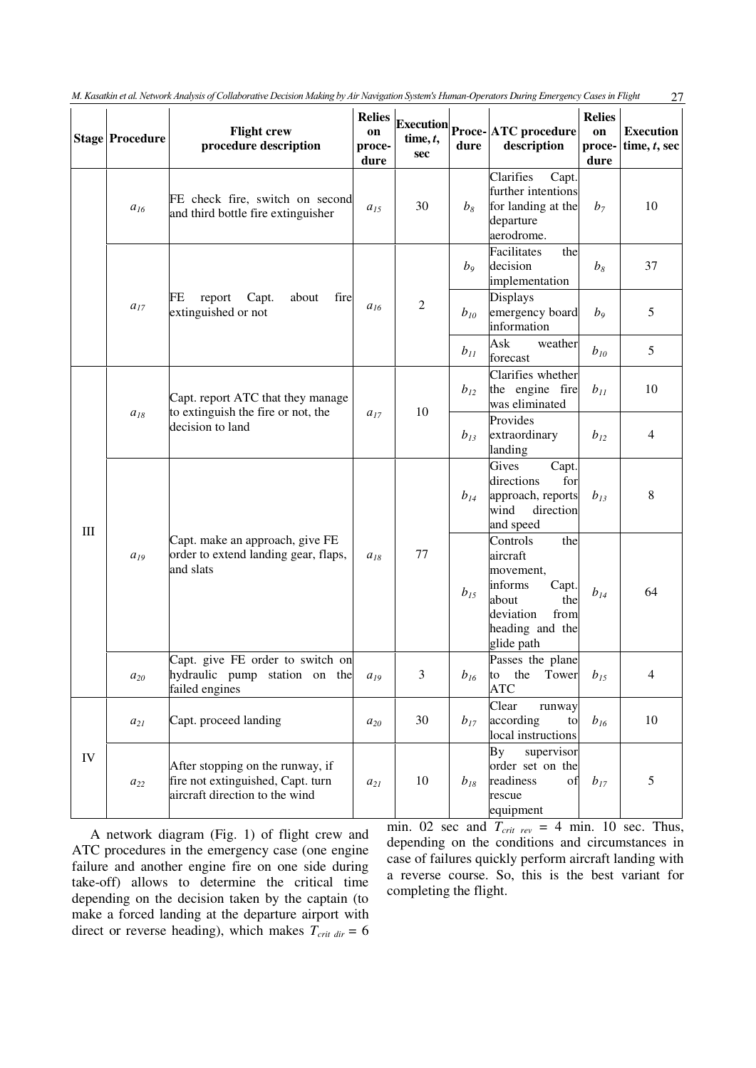| Stage | Procedure | Flight crew procedure description | Relies on proce-dure | Execution time, $t$, sec | Proce-dure | ATC procedure description | Relies on proce-dure | Execution time, $t$, sec |
|---|---|---|---|---|---|---|---|---|
| | $a_{16}$ | FE check fire, switch on second and third bottle fire extinguisher | $a_{15}$ | 30 | $b_8$ | Clarifies Capt. further intentions for landing at the departure aerodrome. | $b_7$ | 10 |
| | $a_{17}$ | FE report Capt. about fire extinguished or not | $a_{16}$ | 2 | $b_9$ | Facilitates the decision implementation | $b_8$ | 37 |
| | | | | | $b_{10}$ | Displays emergency board information | $b_9$ | 5 |
| | | | | | $b_{11}$ | Ask weather forecast | $b_{10}$ | 5 |
| III | $a_{18}$ | Capt. report ATC that they manage to extinguish the fire or not, the decision to land | $a_{17}$ | 10 | $b_{12}$ | Clarifies whether the engine fire was eliminated | $b_{11}$ | 10 |
| | | | | | $b_{13}$ | Provides extraordinary landing | $b_{12}$ | 4 |
| | $a_{19}$ | Capt. make an approach, give FE order to extend landing gear, flaps, and slats | $a_{18}$ | 77 | $b_{14}$ | Gives Capt. directions for approach, reports wind direction and speed | $b_{13}$ | 8 |
| | | | | | $b_{15}$ | Controls the aircraft movement, informs Capt. about the deviation from heading and the glide path | $b_{14}$ | 64 |
| | $a_{20}$ | Capt. give FE order to switch on hydraulic pump station on the failed engines | $a_{19}$ | 3 | $b_{16}$ | Passes the plane to the Tower ATC | $b_{15}$ | 4 |
| IV | $a_{21}$ | Capt. proceed landing | $a_{20}$ | 30 | $b_{17}$ | Clear runway according to local instructions | $b_{16}$ | 10 |
| | $a_{22}$ | After stopping on the runway, if fire not extinguished, Capt. turn aircraft direction to the wind | $a_{21}$ | 10 | $b_{18}$ | By supervisor order set on the readiness of rescue equipment | $b_{17}$ | 5 |

A network diagram (Fig. 1) of flight crew and ATC procedures in the emergency case (one engine failure and another engine fire on one side during take-off) allows to determine the critical time depending on the decision taken by the captain (to make a forced landing at the departure airport with direct or reverse heading), which makes $T_{crit\ dir}$ = 6 min. 02 sec and $T_{crit\ rev}$ = 4 min. 10 sec. Thus, depending on the conditions and circumstances in case of failures quickly perform aircraft landing with a reverse course. So, this is the best variant for completing the flight.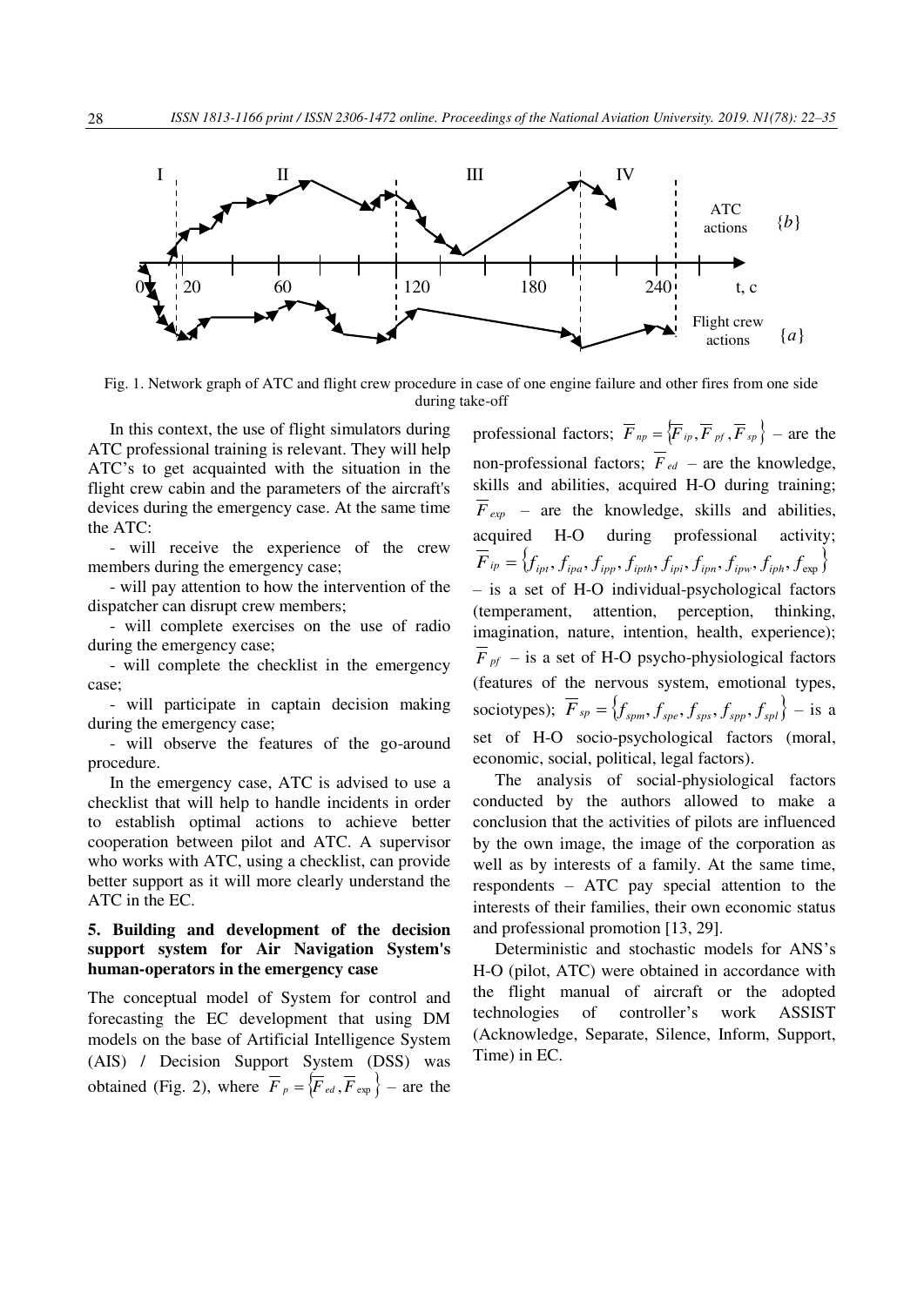Fig. 1. Network graph of ATC and flight crew procedure in case of one engine failure and other fires from one side during take-off

In this context, the use of flight simulators during ATC professional training is relevant. They will help ATC's to get acquainted with the situation in the flight crew cabin and the parameters of the aircraft's devices during the emergency case. At the same time the ATC:

- will receive the experience of the crew members during the emergency case;
- will pay attention to how the intervention of the dispatcher can disrupt crew members;
- will complete exercises on the use of radio during the emergency case;
- will complete the checklist in the emergency case;
- will participate in captain decision making during the emergency case;
- will observe the features of the go-around procedure.

In the emergency case, ATC is advised to use a checklist that will help to handle incidents in order to establish optimal actions to achieve better cooperation between pilot and ATC. A supervisor who works with ATC, using a checklist, can provide better support as it will more clearly understand the ATC in the EC.

## 5. Building and development of the decision support system for Air Navigation System's human-operators in the emergency case

The conceptual model of System for control and forecasting the EC development that using DM models on the base of Artificial Intelligence System (AIS) / Decision Support System (DSS) was obtained (Fig. 2), where $\overline{F}_p = \{\overline{F}_{ed}, \overline{F}_{\exp}\}$ – are the professional factors; $\overline{F}_{np} = \{\overline{F}_{ip}, \overline{F}_{pf}, \overline{F}_{sp}\}$ – are the non-professional factors; $\overline{F}_{ed}$ – are the knowledge, skills and abilities, acquired H-O during training; $\overline{F}_{exp}$ – are the knowledge, skills and abilities, acquired H-O during professional activity; $\overline{F}_{ip} = \{f_{ipt}, f_{ipa}, f_{ipp}, f_{ipth}, f_{ipi}, f_{ipn}, f_{ipw}, f_{iph}, f_{\exp}\}$ – is a set of H-O individual-psychological factors (temperament, attention, perception, thinking, imagination, nature, intention, health, experience); $\overline{F}_{pf}$ – is a set of H-O psycho-physiological factors (features of the nervous system, emotional types, sociotypes); $\overline{F}_{sp} = \{f_{spm}, f_{spe}, f_{sps}, f_{spp}, f_{spl}\}$ – is a set of H-O socio-psychological factors (moral, economic, social, political, legal factors).

The analysis of social-physiological factors conducted by the authors allowed to make a conclusion that the activities of pilots are influenced by the own image, the image of the corporation as well as by interests of a family. At the same time, respondents – ATC pay special attention to the interests of their families, their own economic status and professional promotion [13, 29].

Deterministic and stochastic models for ANS's H-O (pilot, ATC) were obtained in accordance with the flight manual of aircraft or the adopted technologies of controller's work ASSIST (Acknowledge, Separate, Silence, Inform, Support, Time) in EC.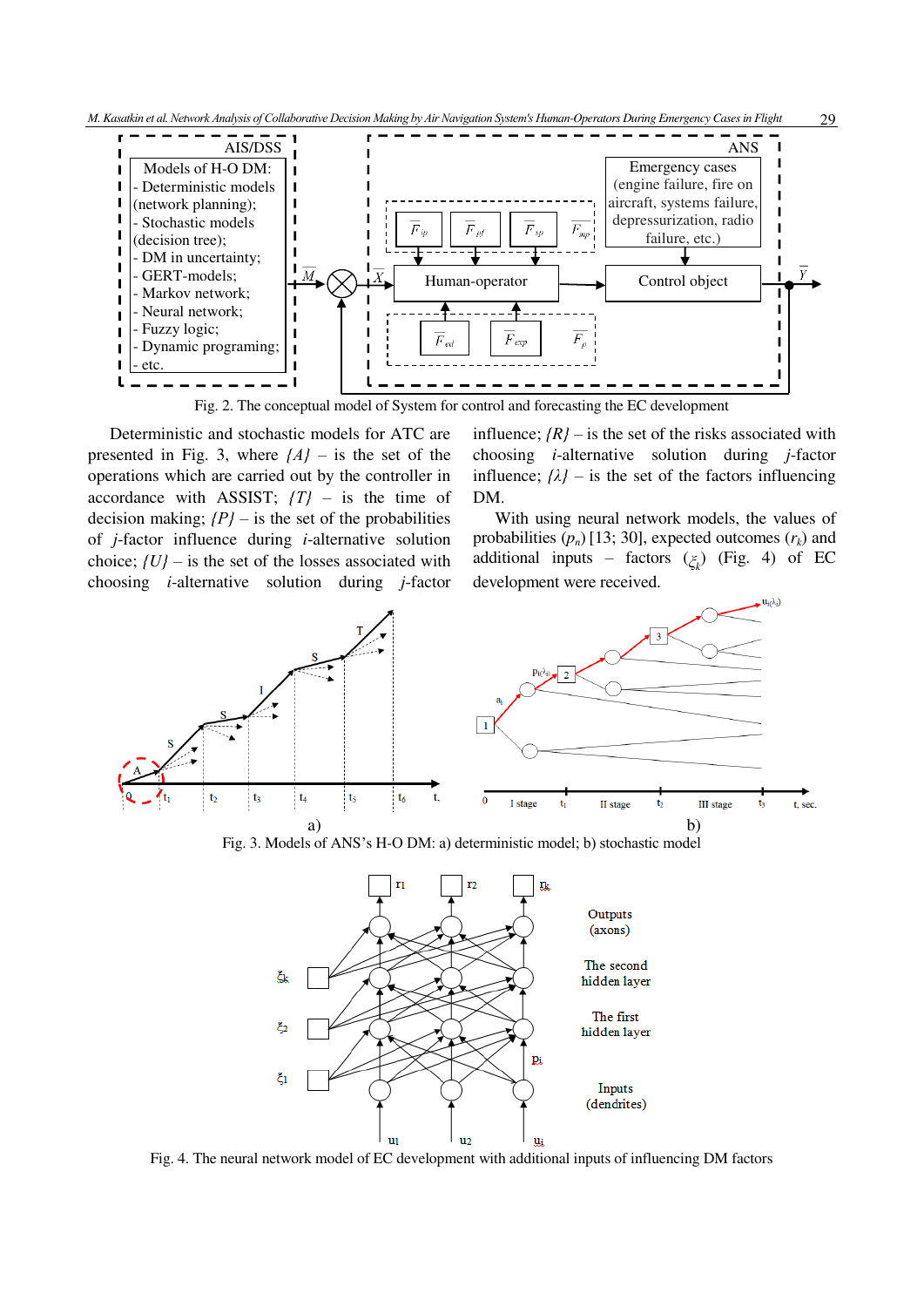Fig. 2. The conceptual model of System for control and forecasting the EC development

Deterministic and stochastic models for ATC are presented in Fig. 3, where *{A}* – is the set of the operations which are carried out by the controller in accordance with ASSIST; *{T}* – is the time of decision making; *{P}* – is the set of the probabilities of *j*-factor influence during *i*-alternative solution choice; *{U}* – is the set of the losses associated with choosing *i*-alternative solution during *j*-factor influence; *{R}* – is the set of the risks associated with choosing *i*-alternative solution during *j*-factor influence; *{λ}* – is the set of the factors influencing DM.

With using neural network models, the values of probabilities ($p_n$) [13; 30], expected outcomes ($r_k$) and additional inputs – factors ($\xi_k$) (Fig. 4) of EC development were received.

Fig. 3. Models of ANS's H-O DM: a) deterministic model; b) stochastic model

Fig. 4. The neural network model of EC development with additional inputs of influencing DM factors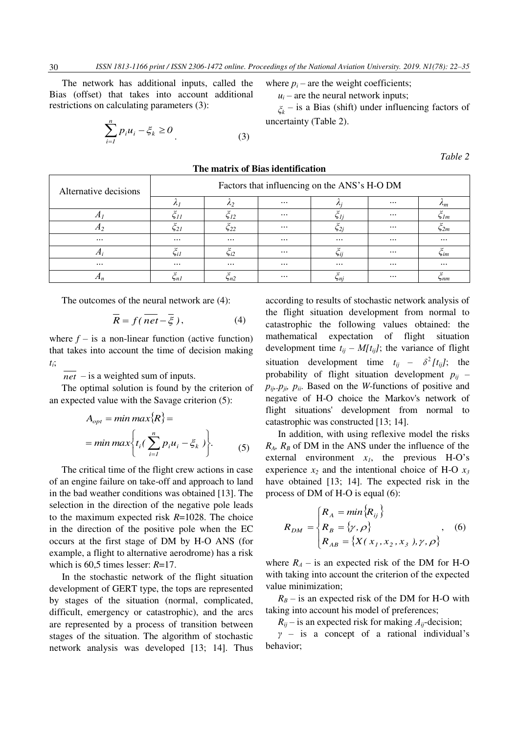The network has additional inputs, called the Bias (offset) that takes into account additional restrictions on calculating parameters (3):

$$\sum_{i=1}^{n} p_i u_i - \xi_k \geq 0 . \qquad (3)$$

where $p_i$ – are the weight coefficients;

$u_i$ – are the neural network inputs;

$\xi_k$ – is a Bias (shift) under influencing factors of uncertainty (Table 2).

*Table 2*

**The matrix of Bias identification**

| Alternative decisions | Factors that influencing on the ANS's H-O DM | | | | | |
|---|---|---|---|---|---|---|
| | $\lambda_1$ | $\lambda_2$ | ... | $\lambda_j$ | ... | $\lambda_m$ |
| $A_1$ | $\xi_{11}$ | $\xi_{12}$ | ... | $\xi_{1j}$ | ... | $\xi_{1m}$ |
| $A_2$ | $\xi_{21}$ | $\xi_{22}$ | ... | $\xi_{2j}$ | ... | $\xi_{2m}$ |
| ... | ... | ... | ... | ... | ... | ... |
| $A_i$ | $\xi_{i1}$ | $\xi_{i2}$ | ... | $\xi_{ij}$ | ... | $\xi_{im}$ |
| ... | ... | ... | ... | ... | ... | ... |
| $A_n$ | $\xi_{n1}$ | $\xi_{n2}$ | ... | $\xi_{nj}$ | ... | $\xi_{nm}$ |

The outcomes of the neural network are (4):

$$\overline{R} = f(\overline{net} - \overline{\xi}), \qquad (4)$$

where $f$ – is a non-linear function (active function) that takes into account the time of decision making $t_i$;

$\overline{net}$ – is a weighted sum of inputs.

The optimal solution is found by the criterion of an expected value with the Savage criterion (5):

$$A_{opt} = min\,max\{R\} = \\ = min\,max\left\{ t_i \left( \sum_{i=1}^{n} p_i u_i - \xi_k \right) \right\}. \qquad (5)$$

The critical time of the flight crew actions in case of an engine failure on take-off and approach to land in the bad weather conditions was obtained [13]. The selection in the direction of the negative pole leads to the maximum expected risk $R$=1028. The choice in the direction of the positive pole when the EC occurs at the first stage of DM by H-O ANS (for example, a flight to alternative aerodrome) has a risk which is 60,5 times lesser: $R$=17.

In the stochastic network of the flight situation development of GERT type, the tops are represented by stages of the situation (normal, complicated, difficult, emergency or catastrophic), and the arcs are represented by a process of transition between stages of the situation. The algorithm of stochastic network analysis was developed [13; 14]. Thus according to results of stochastic network analysis of the flight situation development from normal to catastrophic the following values obtained: the mathematical expectation of flight situation development time $t_{ij}$ – $M[t_{ij}]$; the variance of flight situation development time $t_{ij}$ – $\delta^2[t_{ij}]$; the probability of flight situation development $p_{ij}$ – $p_{ij}, p_{ji}, p_{ii}$. Based on the *W*-functions of positive and negative of H-O choice the Markov's network of flight situations' development from normal to catastrophic was constructed [13; 14].

In addition, with using reflexive model the risks $R_A$, $R_B$ of DM in the ANS under the influence of the external environment $x_1$, the previous H-O's experience $x_2$ and the intentional choice of H-O $x_3$ have obtained [13; 14]. The expected risk in the process of DM of H-O is equal (6):

$$R_{DM} = \begin{cases} R_A = min\{R_{ij}\} \\ R_B = \{\gamma, \rho\} \\ R_{AB} = \{X(x_1, x_2, x_3), \gamma, \rho\} \end{cases}, \qquad (6)$$

where $R_A$ – is an expected risk of the DM for H-O with taking into account the criterion of the expected value minimization;

$R_B$ – is an expected risk of the DM for H-O with taking into account his model of preferences;

$R_{ij}$ – is an expected risk for making $A_{ij}$-decision;

$\gamma$ – is a concept of a rational individual's behavior;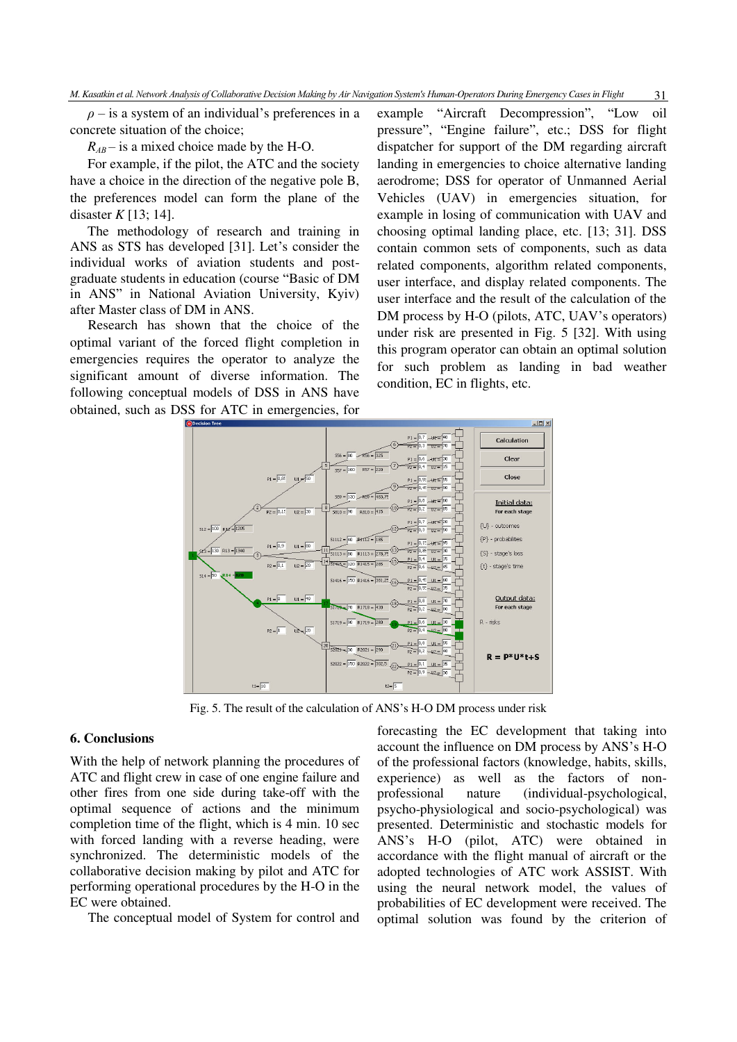$\rho$ – is a system of an individual's preferences in a concrete situation of the choice;

$R_{AB}$ – is a mixed choice made by the H-O.

For example, if the pilot, the ATC and the society have a choice in the direction of the negative pole B, the preferences model can form the plane of the disaster $K$ [13; 14].

The methodology of research and training in ANS as STS has developed [31]. Let's consider the individual works of aviation students and post-graduate students in education (course "Basic of DM in ANS" in National Aviation University, Kyiv) after Master class of DM in ANS.

Research has shown that the choice of the optimal variant of the forced flight completion in emergencies requires the operator to analyze the significant amount of diverse information. The following conceptual models of DSS in ANS have obtained, such as DSS for ATC in emergencies, for example "Aircraft Decompression", "Low oil pressure", "Engine failure", etc.; DSS for flight dispatcher for support of the DM regarding aircraft landing in emergencies to choice alternative landing aerodrome; DSS for operator of Unmanned Aerial Vehicles (UAV) in emergencies situation, for example in losing of communication with UAV and choosing optimal landing place, etc. [13; 31]. DSS contain common sets of components, such as data related components, algorithm related components, user interface, and display related components. The user interface and the result of the calculation of the DM process by H-O (pilots, ATC, UAV's operators) under risk are presented in Fig. 5 [32]. With using this program operator can obtain an optimal solution for such problem as landing in bad weather condition, EC in flights, etc.

Fig. 5. The result of the calculation of ANS's H-O DM process under risk

## 6. Conclusions

With the help of network planning the procedures of ATC and flight crew in case of one engine failure and other fires from one side during take-off with the optimal sequence of actions and the minimum completion time of the flight, which is 4 min. 10 sec with forced landing with a reverse heading, were synchronized. The deterministic models of the collaborative decision making by pilot and ATC for performing operational procedures by the H-O in the EC were obtained.

The conceptual model of System for control and forecasting the EC development that taking into account the influence on DM process by ANS's H-O of the professional factors (knowledge, habits, skills, experience) as well as the factors of non-professional nature (individual-psychological, psycho-physiological and socio-psychological) was presented. Deterministic and stochastic models for ANS's H-O (pilot, ATC) were obtained in accordance with the flight manual of aircraft or the adopted technologies of ATC work ASSIST. With using the neural network model, the values of probabilities of EC development were received. The optimal solution was found by the criterion of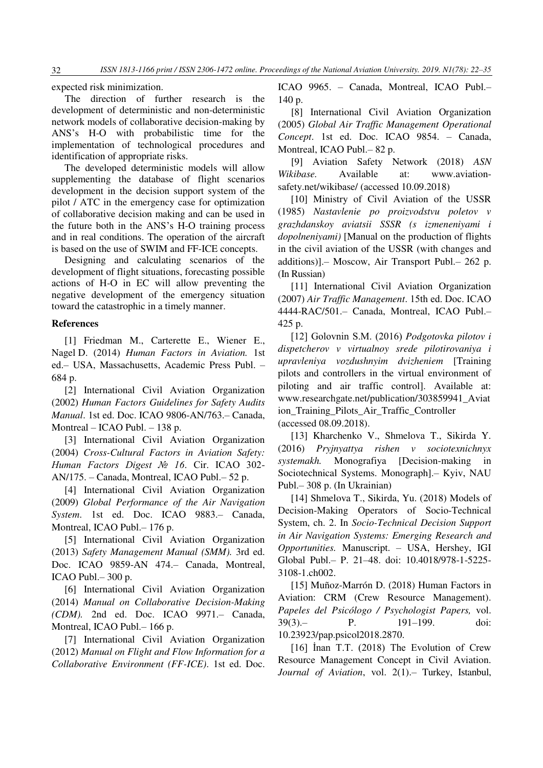expected risk minimization.

The direction of further research is the development of deterministic and non-deterministic network models of collaborative decision-making by ANS's H-O with probabilistic time for the implementation of technological procedures and identification of appropriate risks.

The developed deterministic models will allow supplementing the database of flight scenarios development in the decision support system of the pilot / ATC in the emergency case for optimization of collaborative decision making and can be used in the future both in the ANS's H-O training process and in real conditions. The operation of the aircraft is based on the use of SWIM and FF-ICE concepts.

Designing and calculating scenarios of the development of flight situations, forecasting possible actions of H-O in EC will allow preventing the negative development of the emergency situation toward the catastrophic in a timely manner.

## References

[1] Friedman M., Carterette E., Wiener E., Nagel D. (2014) *Human Factors in Aviation.* 1st ed.– USA, Massachusetts, Academic Press Publ. – 684 p.

[2] International Civil Aviation Organization (2002) *Human Factors Guidelines for Safety Audits Manual*. 1st ed. Doc. ICAO 9806-AN/763.– Canada, Montreal – ICAO Publ. – 138 p.

[3] International Civil Aviation Organization (2004) *Cross-Cultural Factors in Aviation Safety: Human Factors Digest № 16*. Cir. ICAO 302-AN/175. – Canada, Montreal, ICAO Publ.– 52 p.

[4] International Civil Aviation Organization (2009) *Global Performance of the Air Navigation System*. 1st ed. Doc. ICAO 9883.– Canada, Montreal, ICAO Publ.– 176 p.

[5] International Civil Aviation Organization (2013) *Safety Management Manual (SMM).* 3rd ed. Doc. ICAO 9859-AN 474.– Canada, Montreal, ICAO Publ.– 300 p.

[6] International Civil Aviation Organization (2014) *Manual on Collaborative Decision-Making (CDM).* 2nd ed. Doc. ICAO 9971.– Canada, Montreal, ICAO Publ.– 166 p.

[7] International Civil Aviation Organization (2012) *Manual on Flight and Flow Information for a Collaborative Environment (FF-ICE)*. 1st ed. Doc. ICAO 9965. – Canada, Montreal, ICAO Publ.– 140 p.

[8] International Civil Aviation Organization (2005) *Global Air Traffic Management Operational Concept*. 1st ed. Doc. ICAO 9854. – Canada, Montreal, ICAO Publ.– 82 p.

[9] Aviation Safety Network (2018) *ASN Wikibase.* Available at: www.aviation-safety.net/wikibase/ (accessed 10.09.2018)

[10] Ministry of Civil Aviation of the USSR (1985) *Nastavlenie po proizvodstvu poletov v grazhdanskoy aviatsii SSSR (s izmeneniyami i dopolneniyami)* [Manual on the production of flights in the civil aviation of the USSR (with changes and additions)].– Moscow, Air Transport Publ.– 262 p. (In Russian)

[11] International Civil Aviation Organization (2007) *Air Traffic Management*. 15th ed. Doc. ICAO 4444-RAC/501.– Canada, Montreal, ICAO Publ.– 425 p.

[12] Golovnin S.M. (2016) *Podgotovka pilotov i dispetcherov v virtualnoy srede pilotirovaniya i upravleniya vozdushnyim dvizheniem* [Training pilots and controllers in the virtual environment of piloting and air traffic control]. Available at: www.researchgate.net/publication/303859941_Aviation_Training_Pilots_Air_Traffic_Controller (accessed 08.09.2018).

[13] Kharchenko V., Shmelova T., Sikirda Y. (2016) *Pryjnyattya rishen v sociotexnichnyx systemakh.* Monografiya [Decision-making in Sociotechnical Systems. Monograph].– Kyiv, NAU Publ.– 308 p. (In Ukrainian)

[14] Shmelova T., Sikirda, Yu. (2018) Models of Decision-Making Operators of Socio-Technical System, ch. 2. In *Socio-Technical Decision Support in Air Navigation Systems: Emerging Research and Opportunities*. Manuscript. – USA, Hershey, IGI Global Publ.– P. 21–48. doi: 10.4018/978-1-5225-3108-1.ch002.

[15] Muñoz-Marrón D. (2018) Human Factors in Aviation: CRM (Crew Resource Management). *Papeles del Psicólogo / Psychologist Papers,* vol. 39(3).– P. 191–199. doi: 10.23923/pap.psicol2018.2870.

[16] İnan T.T. (2018) The Evolution of Crew Resource Management Concept in Civil Aviation. *Journal of Aviation*, vol. 2(1).– Turkey, Istanbul,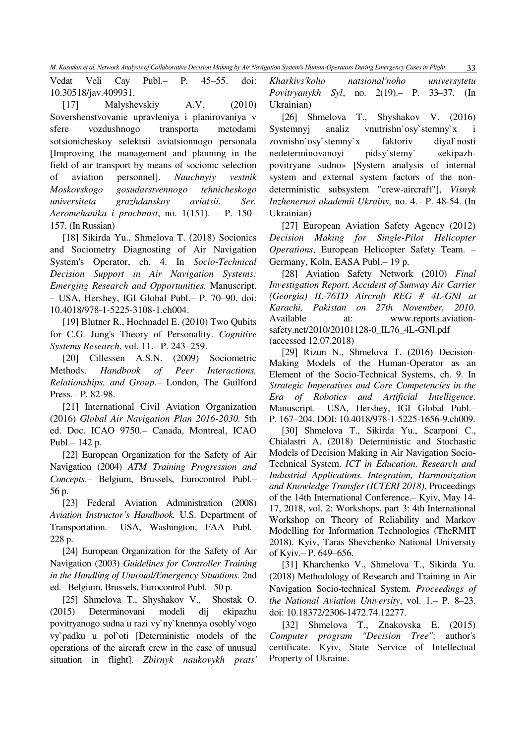Vedat Veli Cay Publ.– P. 45–55. doi: 10.30518/jav.409931.

[17] Malyshevskiy A.V. (2010) Sovershenstvovanie upravleniya i planirovaniya v sfere vozdushnogo transporta metodami sotsionicheskoy selektsii aviatsionnogo personala [Improving the management and planning in the field of air transport by means of socionic selection of aviation personnel]. *Nauchnyiy vestnik Moskovskogo gosudarstvennogo tehnicheskogo universiteta grazhdanskoy aviatsii. Ser. Aeromehanika i prochnost*, no. 1(151). – P. 150–157. (In Russian)

[18] Sikirda Yu., Shmelova T. (2018) Socionics and Sociometry Diagnosting of Air Navigation System's Operator, ch. 4. In *Socio-Technical Decision Support in Air Navigation Systems: Emerging Research and Opportunities.* Manuscript. – USA, Hershey, IGI Global Publ.– P. 70–90. doi: 10.4018/978-1-5225-3108-1.ch004.

[19] Blutner R., Hochnadel E. (2010) Two Qubits for C.G. Jung's Theory of Personality. *Cognitive Systems Research*, vol. 11.– P. 243–259.

[20] Cillessen A.S.N. (2009) Sociometric Methods. *Handbook of Peer Interactions, Relationships, and Group.*– London, The Guilford Press.– P. 82-98.

[21] International Civil Aviation Organization (2016) *Global Air Navigation Plan 2016-2030.* 5th ed. Doc. ICAO 9750.– Canada, Montreal, ICAO Publ.– 142 p.

[22] European Organization for the Safety of Air Navigation (2004) *ATM Training Progression and Concepts*.– Belgium, Brussels, Eurocontrol Publ.– 56 p.

[23] Federal Aviation Administration (2008) *Aviation Instructor's Handbook.* U.S. Department of Transportation.– USA, Washington, FAA Publ.– 228 p.

[24] European Organization for the Safety of Air Navigation (2003) *Guidelines for Controller Training in the Handling of Unusual/Emergency Situations*. 2nd ed.– Belgium, Brussels, Eurocontrol Publ.– 50 p.

[25] Shmelova T., Shyshakov V., Shostak O. (2015) Determinovani modeli dij ekipazhu povitryanogo sudna u razi vy`ny`knennya osobly`vogo vy`padku u pol`oti [Deterministic models of the operations of the aircraft crew in the case of unusual situation in flight]. *Zbirnyk naukovykh prats' Kharkivs'koho natsional'noho universytetu Povitryanykh Syl*, no. 2(19).– P. 33–37. (In Ukrainian)

[26] Shmelova T., Shyshakov V. (2016) Systemnyj analiz vnutrishn`osy`stemny`x i zovnishn`osy`stemny`x faktoriv diyal`nosti nedeterminovanoyi pidsy`stemy` «ekipazh-povitryane sudno» [System analysis of internal system and external system factors of the non-deterministic subsystem "crew-aircraft"], *Visnyk Inzhenernoi akademii Ukrainy,* no. 4.– P. 48-54. (In Ukrainian)

[27] European Aviation Safety Agency (2012) *Decision Making for Single-Pilot Helicopter Operations*, European Helicopter Safety Team. – Germany, Koln, EASA Publ.– 19 p.

[28] Aviation Safety Network (2010) *Final Investigation Report. Accident of Sunway Air Carrier (Georgia) IL-76TD Aircraft REG # 4L-GNI at Karachi, Pakistan on 27th November, 2010*. Available at: www.reports.aviation-safety.net/2010/20101128-0_IL76_4L-GNI.pdf (accessed 12.07.2018)

[29] Rizun N., Shmelova T. (2016) Decision-Making Models of the Human-Operator as an Element of the Socio-Technical Systems, ch. 9. In *Strategic Imperatives and Core Competencies in the Era of Robotics and Artificial Intelligence*. Manuscript.– USA, Hershey, IGI Global Publ.– P. 167–204. DOI: 10.4018/978-1-5225-1656-9.ch009.

[30] Shmelova T., Sikirda Yu., Scarponi C., Chialastri A. (2018) Deterministic and Stochastic Models of Decision Making in Air Navigation Socio-Technical System. *ICT in Education, Research and Industrial Applications. Integration, Harmonization and Knowledge Transfer (ICTERI 2018)*, Proceedings of the 14th International Conference.– Kyiv, May 14-17, 2018, vol. 2: Workshops, part 3: 4th International Workshop on Theory of Reliability and Markov Modelling for Information Technologies (TheRMIT 2018). Kyiv, Taras Shevchenko National University of Kyiv.– P. 649–656.

[31] Kharchenko V., Shmelova T., Sikirda Yu. (2018) Methodology of Research and Training in Air Navigation Socio-technical System. *Proceedings of the National Aviation University*, vol. 1.– P. 8–23. doi: 10.18372/2306-1472.74.12277.

[32] Shmelova T., Znakovska E. (2015) *Computer program "Decision Tree"*: author's certificate. Kyiv, State Service of Intellectual Property of Ukraine.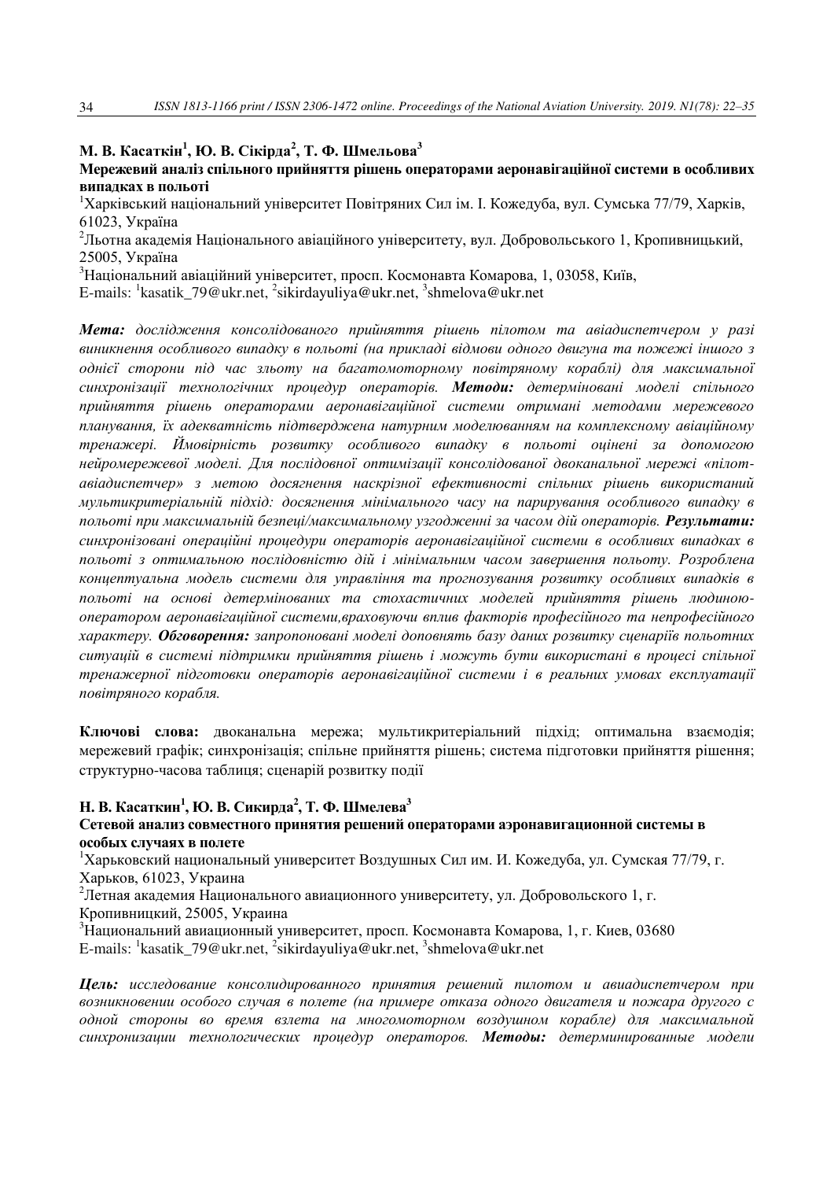**М. В. Касаткін[1], Ю. В. Сікірда[2], Т. Ф. Шмельова[3]**

**Мережевий аналіз спільного прийняття рішень операторами аеронавігаційної системи в особливих випадках в польоті**

[1]Харківський національний університет Повітряних Сил ім. І. Кожедуба, вул. Сумська 77/79, Харків, 61023, Україна

[2]Льотна академія Національного авіаційного університету, вул. Добровольського 1, Кропивницький, 25005, Україна

[3]Національний авіаційний університет, просп. Космонавта Комарова, 1, 03058, Київ,

E-mails: [1]kasatik_79@ukr.net, [2]sikirdayuliya@ukr.net, [3]shmelova@ukr.net

***Мета:*** *дослідження консолідованого прийняття рішень пілотом та авіадиспетчером у разі виникнення особливого випадку в польоті (на прикладі відмови одного двигуна та пожежі іншого з однієї сторони під час зльоту на багатомоторному повітряному кораблі) для максимальної синхронізації технологічних процедур операторів.* ***Методи:*** *детерміновані моделі спільного прийняття рішень операторами аеронавігаційної системи отримані методами мережевого планування, їх адекватність підтверджена натурним моделюванням на комплексному авіаційному тренажері. Ймовірність розвитку особливого випадку в польоті оцінені за допомогою нейромережевої моделі. Для послідовної оптимізації консолідованої двоканальної мережі «пілот-авіадиспетчер» з метою досягнення наскрізної ефективності спільних рішень використаний мультикритеріальний підхід: досягнення мінімального часу на парирування особливого випадку в польоті при максимальній безпеці/максимальному узгодженні за часом дій операторів.* ***Результати:*** *синхронізовані операційні процедури операторів аеронавігаційної системи в особливих випадках в польоті з оптимальною послідовністю дій і мінімальним часом завершення польоту. Розроблена концептуальна модель системи для управління та прогнозування розвитку особливих випадків в польоті на основі детермінованих та стохастичних моделей прийняття рішень людиною-оператором аеронавігаційної системи,враховуючи вплив факторів професійного та непрофесійного характеру.* ***Обговорення:*** *запропоновані моделі доповнять базу даних розвитку сценаріїв польотних ситуацій в системі підтримки прийняття рішень і можуть бути використані в процесі спільної тренажерної підготовки операторів аеронавігаційної системи і в реальних умовах експлуатації повітряного корабля.*

**Ключові слова:** двоканальна мережа; мультикритеріальний підхід; оптимальна взаємодія; мережевий графік; синхронізація; спільне прийняття рішень; система підготовки прийняття рішення; структурно-часова таблиця; сценарій розвитку події

**Н. В. Касаткин[1], Ю. В. Сикирда[2], Т. Ф. Шмелева[3]**

**Сетевой анализ совместного принятия решений операторами аэронавигационной системы в особых случаях в полете**

[1]Харьковский национальный университет Воздушных Сил им. И. Кожедуба, ул. Сумская 77/79, г. Харьков, 61023, Украина

[2]Летная академия Национального авиационного университету, ул. Добровольского 1, г. Кропивницкий, 25005, Украина

[3]Национальний авиационный университет, просп. Космонавта Комарова, 1, г. Киев, 03680

E-mails: [1]kasatik_79@ukr.net, [2]sikirdayuliya@ukr.net, [3]shmelova@ukr.net

***Цель:*** *исследование консолидированного принятия решений пилотом и авиадиспетчером при возникновении особого случая в полете (на примере отказа одного двигателя и пожара другого с одной стороны во время взлета на многомоторном воздушном корабле) для максимальной синхронизации технологических процедур операторов.* ***Методы:*** *детерминированные модели*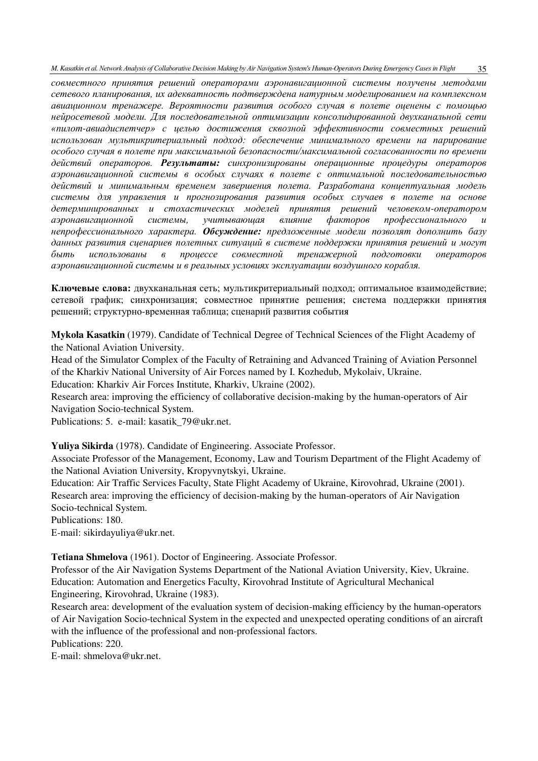*совместного принятия решений операторами аэронавигационной системы получены методами сетевого планирования, их адекватность подтверждена натурным моделированием на комплексном авиационном тренажере. Вероятности развития особого случая в полете оценены с помощью нейросетевой модели. Для последовательной оптимизации консолидированной двухканальной сети «пилот-авиадиспетчер» с целью достижения сквозной эффективности совместных решений использован мультикритериальный подход: обеспечение минимального времени на парирование особого случая в полете при максимальной безопасности/максимальной согласованности по времени действий операторов.* ***Результаты:*** *синхронизированы операционные процедуры операторов аэронавигационной системы в особых случаях в полете с оптимальной последовательностью действий и минимальным временем завершения полета. Разработана концептуальная модель системы для управления и прогнозирования развития особых случаев в полете на основе детерминированных и стохастических моделей принятия решений человеком-оператором аэронавигационной системы, учитывающая влияние факторов профессионального и непрофессионального характера.* ***Обсуждение:*** *предложенные модели позволят дополнить базу данных развития сценариев полетных ситуаций в системе поддержки принятия решений и могут быть использованы в процессе совместной тренажерной подготовки операторов аэронавигационной системы и в реальных условиях эксплуатации воздушного корабля.*

**Ключевые слова:** двухканальная сеть; мультикритериальный подход; оптимальное взаимодействие; сетевой график; синхронизация; совместное принятие решения; система поддержки принятия решений; структурно-временная таблица; сценарий развития события

**Mykola Kasatkin** (1979). Candidate of Technical Degree of Technical Sciences of the Flight Academy of the National Aviation University.
Head of the Simulator Complex of the Faculty of Retraining and Advanced Training of Aviation Personnel of the Kharkiv National University of Air Forces named by I. Kozhedub, Mykolaiv, Ukraine.
Education: Kharkiv Air Forces Institute, Kharkiv, Ukraine (2002).
Research area: improving the efficiency of collaborative decision-making by the human-operators of Air Navigation Socio-technical System.
Publications: 5. e-mail: kasatik_79@ukr.net.

**Yuliya Sikirda** (1978). Candidate of Engineering. Associate Professor.
Associate Professor of the Management, Economy, Law and Tourism Department of the Flight Academy of the National Aviation University, Kropyvnytskyi, Ukraine.
Education: Air Traffic Services Faculty, State Flight Academy of Ukraine, Kirovohrad, Ukraine (2001).
Research area: improving the efficiency of decision-making by the human-operators of Air Navigation Socio-technical System.
Publications: 180.
E-mail: sikirdayuliya@ukr.net.

**Tetiana Shmelova** (1961). Doctor of Engineering. Associate Professor.
Professor of the Air Navigation Systems Department of the National Aviation University, Kiev, Ukraine.
Education: Automation and Energetics Faculty, Kirovohrad Institute of Agricultural Mechanical Engineering, Kirovohrad, Ukraine (1983).
Research area: development of the evaluation system of decision-making efficiency by the human-operators of Air Navigation Socio-technical System in the expected and unexpected operating conditions of an aircraft with the influence of the professional and non-professional factors.
Publications: 220.
E-mail: shmelova@ukr.net.